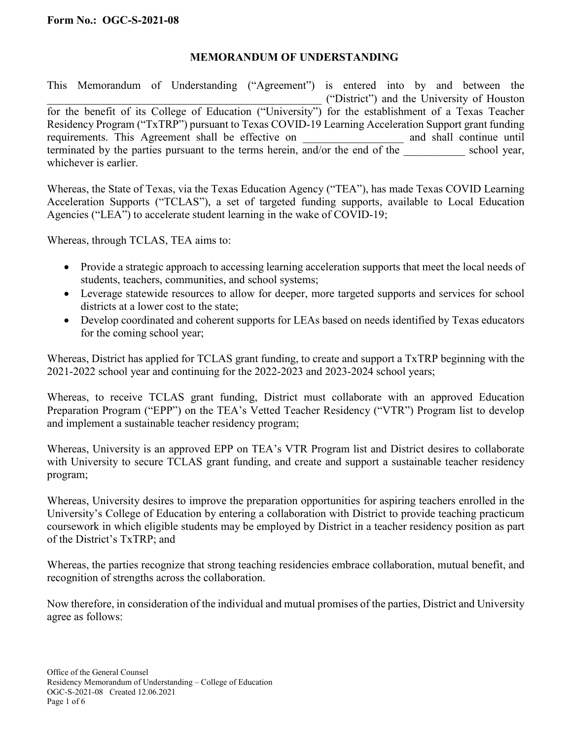**Form No.: OGC-S-2021-08**

# MEMORANDUM OF UNDERSTANDING

This Memorandum of Understanding ("Agreement") is entered into by and between the _______________________________________________ ("District") and the University of Houston for the benefit of its College of Education ("University") for the establishment of a Texas Teacher Residency Program ("TxTRP") pursuant to Texas COVID-19 Learning Acceleration Support grant funding requirements. This Agreement shall be effective on _________________ and shall continue until terminated by the parties pursuant to the terms herein, and/or the end of the ___________ school year, whichever is earlier.

Whereas, the State of Texas, via the Texas Education Agency ("TEA"), has made Texas COVID Learning Acceleration Supports ("TCLAS"), a set of targeted funding supports, available to Local Education Agencies ("LEA") to accelerate student learning in the wake of COVID-19;

Whereas, through TCLAS, TEA aims to:

- Provide a strategic approach to accessing learning acceleration supports that meet the local needs of students, teachers, communities, and school systems;
- Leverage statewide resources to allow for deeper, more targeted supports and services for school districts at a lower cost to the state;
- Develop coordinated and coherent supports for LEAs based on needs identified by Texas educators for the coming school year;

Whereas, District has applied for TCLAS grant funding, to create and support a TxTRP beginning with the 2021-2022 school year and continuing for the 2022-2023 and 2023-2024 school years;

Whereas, to receive TCLAS grant funding, District must collaborate with an approved Education Preparation Program ("EPP") on the TEA's Vetted Teacher Residency ("VTR") Program list to develop and implement a sustainable teacher residency program;

Whereas, University is an approved EPP on TEA's VTR Program list and District desires to collaborate with University to secure TCLAS grant funding, and create and support a sustainable teacher residency program;

Whereas, University desires to improve the preparation opportunities for aspiring teachers enrolled in the University's College of Education by entering a collaboration with District to provide teaching practicum coursework in which eligible students may be employed by District in a teacher residency position as part of the District's TxTRP; and

Whereas, the parties recognize that strong teaching residencies embrace collaboration, mutual benefit, and recognition of strengths across the collaboration.

Now therefore, in consideration of the individual and mutual promises of the parties, District and University agree as follows: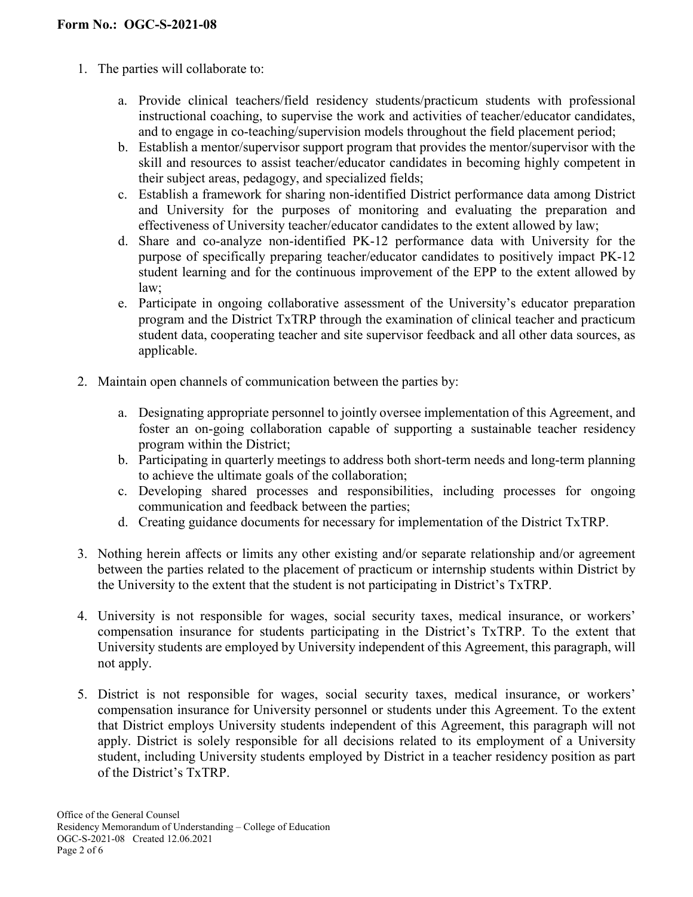1. The parties will collaborate to:

    a. Provide clinical teachers/field residency students/practicum students with professional instructional coaching, to supervise the work and activities of teacher/educator candidates, and to engage in co-teaching/supervision models throughout the field placement period;
    b. Establish a mentor/supervisor support program that provides the mentor/supervisor with the skill and resources to assist teacher/educator candidates in becoming highly competent in their subject areas, pedagogy, and specialized fields;
    c. Establish a framework for sharing non-identified District performance data among District and University for the purposes of monitoring and evaluating the preparation and effectiveness of University teacher/educator candidates to the extent allowed by law;
    d. Share and co-analyze non-identified PK-12 performance data with University for the purpose of specifically preparing teacher/educator candidates to positively impact PK-12 student learning and for the continuous improvement of the EPP to the extent allowed by law;
    e. Participate in ongoing collaborative assessment of the University's educator preparation program and the District TxTRP through the examination of clinical teacher and practicum student data, cooperating teacher and site supervisor feedback and all other data sources, as applicable.

2. Maintain open channels of communication between the parties by:

    a. Designating appropriate personnel to jointly oversee implementation of this Agreement, and foster an on-going collaboration capable of supporting a sustainable teacher residency program within the District;
    b. Participating in quarterly meetings to address both short-term needs and long-term planning to achieve the ultimate goals of the collaboration;
    c. Developing shared processes and responsibilities, including processes for ongoing communication and feedback between the parties;
    d. Creating guidance documents for necessary for implementation of the District TxTRP.

3. Nothing herein affects or limits any other existing and/or separate relationship and/or agreement between the parties related to the placement of practicum or internship students within District by the University to the extent that the student is not participating in District's TxTRP.

4. University is not responsible for wages, social security taxes, medical insurance, or workers' compensation insurance for students participating in the District's TxTRP. To the extent that University students are employed by University independent of this Agreement, this paragraph, will not apply.

5. District is not responsible for wages, social security taxes, medical insurance, or workers' compensation insurance for University personnel or students under this Agreement. To the extent that District employs University students independent of this Agreement, this paragraph will not apply. District is solely responsible for all decisions related to its employment of a University student, including University students employed by District in a teacher residency position as part of the District's TxTRP.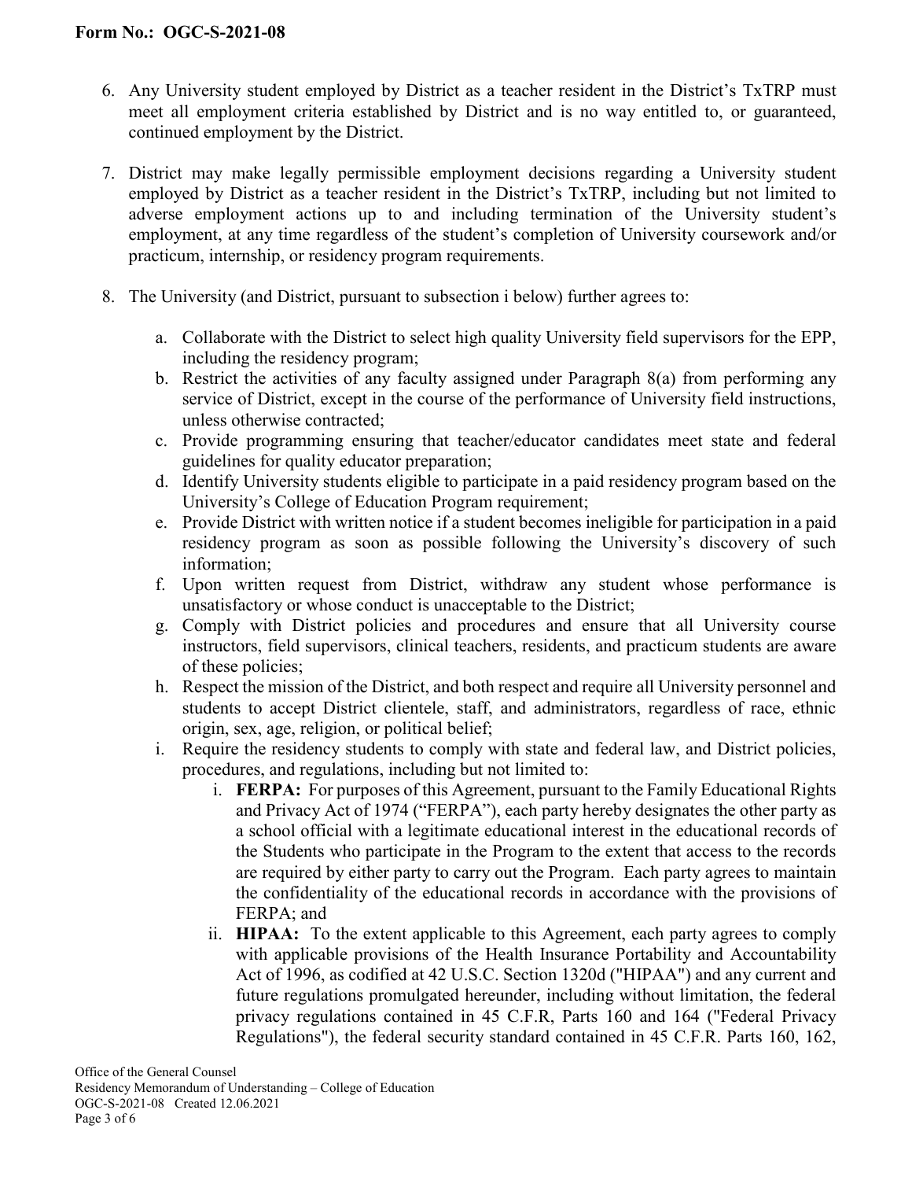6. Any University student employed by District as a teacher resident in the District's TxTRP must meet all employment criteria established by District and is no way entitled to, or guaranteed, continued employment by the District.

7. District may make legally permissible employment decisions regarding a University student employed by District as a teacher resident in the District's TxTRP, including but not limited to adverse employment actions up to and including termination of the University student's employment, at any time regardless of the student's completion of University coursework and/or practicum, internship, or residency program requirements.

8. The University (and District, pursuant to subsection i below) further agrees to:

   a. Collaborate with the District to select high quality University field supervisors for the EPP, including the residency program;
   b. Restrict the activities of any faculty assigned under Paragraph 8(a) from performing any service of District, except in the course of the performance of University field instructions, unless otherwise contracted;
   c. Provide programming ensuring that teacher/educator candidates meet state and federal guidelines for quality educator preparation;
   d. Identify University students eligible to participate in a paid residency program based on the University's College of Education Program requirement;
   e. Provide District with written notice if a student becomes ineligible for participation in a paid residency program as soon as possible following the University's discovery of such information;
   f. Upon written request from District, withdraw any student whose performance is unsatisfactory or whose conduct is unacceptable to the District;
   g. Comply with District policies and procedures and ensure that all University course instructors, field supervisors, clinical teachers, residents, and practicum students are aware of these policies;
   h. Respect the mission of the District, and both respect and require all University personnel and students to accept District clientele, staff, and administrators, regardless of race, ethnic origin, sex, age, religion, or political belief;
   i. Require the residency students to comply with state and federal law, and District policies, procedures, and regulations, including but not limited to:
      i. **FERPA:** For purposes of this Agreement, pursuant to the Family Educational Rights and Privacy Act of 1974 ("FERPA"), each party hereby designates the other party as a school official with a legitimate educational interest in the educational records of the Students who participate in the Program to the extent that access to the records are required by either party to carry out the Program. Each party agrees to maintain the confidentiality of the educational records in accordance with the provisions of FERPA; and
      ii. **HIPAA:** To the extent applicable to this Agreement, each party agrees to comply with applicable provisions of the Health Insurance Portability and Accountability Act of 1996, as codified at 42 U.S.C. Section 1320d ("HIPAA") and any current and future regulations promulgated hereunder, including without limitation, the federal privacy regulations contained in 45 C.F.R, Parts 160 and 164 ("Federal Privacy Regulations"), the federal security standard contained in 45 C.F.R. Parts 160, 162,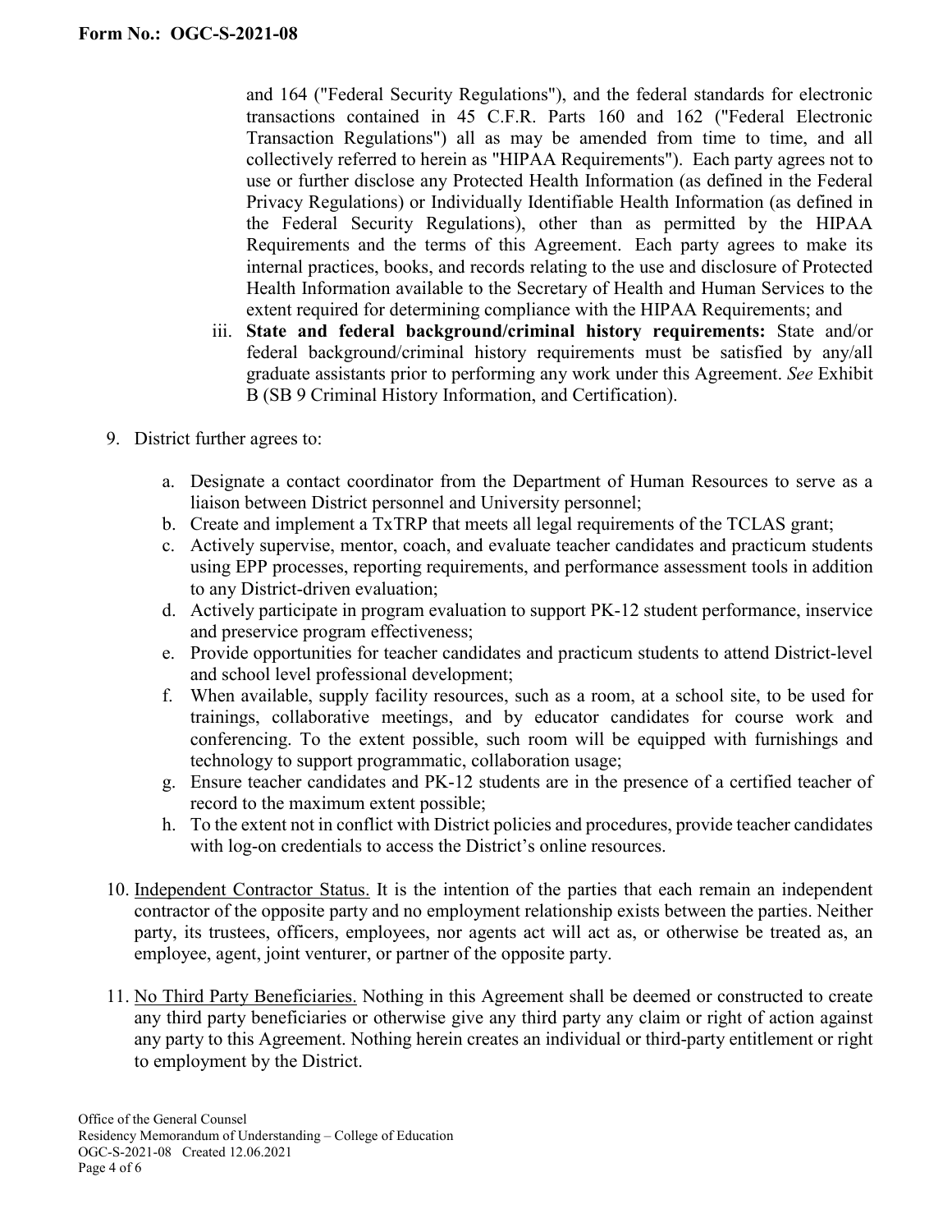and 164 ("Federal Security Regulations"), and the federal standards for electronic transactions contained in 45 C.F.R. Parts 160 and 162 ("Federal Electronic Transaction Regulations") all as may be amended from time to time, and all collectively referred to herein as "HIPAA Requirements"). Each party agrees not to use or further disclose any Protected Health Information (as defined in the Federal Privacy Regulations) or Individually Identifiable Health Information (as defined in the Federal Security Regulations), other than as permitted by the HIPAA Requirements and the terms of this Agreement. Each party agrees to make its internal practices, books, and records relating to the use and disclosure of Protected Health Information available to the Secretary of Health and Human Services to the extent required for determining compliance with the HIPAA Requirements; and

iii. **State and federal background/criminal history requirements:** State and/or federal background/criminal history requirements must be satisfied by any/all graduate assistants prior to performing any work under this Agreement. *See* Exhibit B (SB 9 Criminal History Information, and Certification).

9. District further agrees to:

   a. Designate a contact coordinator from the Department of Human Resources to serve as a liaison between District personnel and University personnel;
   b. Create and implement a TxTRP that meets all legal requirements of the TCLAS grant;
   c. Actively supervise, mentor, coach, and evaluate teacher candidates and practicum students using EPP processes, reporting requirements, and performance assessment tools in addition to any District-driven evaluation;
   d. Actively participate in program evaluation to support PK-12 student performance, inservice and preservice program effectiveness;
   e. Provide opportunities for teacher candidates and practicum students to attend District-level and school level professional development;
   f. When available, supply facility resources, such as a room, at a school site, to be used for trainings, collaborative meetings, and by educator candidates for course work and conferencing. To the extent possible, such room will be equipped with furnishings and technology to support programmatic, collaboration usage;
   g. Ensure teacher candidates and PK-12 students are in the presence of a certified teacher of record to the maximum extent possible;
   h. To the extent not in conflict with District policies and procedures, provide teacher candidates with log-on credentials to access the District's online resources.

10. <u>Independent Contractor Status.</u> It is the intention of the parties that each remain an independent contractor of the opposite party and no employment relationship exists between the parties. Neither party, its trustees, officers, employees, nor agents act will act as, or otherwise be treated as, an employee, agent, joint venturer, or partner of the opposite party.

11. <u>No Third Party Beneficiaries.</u> Nothing in this Agreement shall be deemed or constructed to create any third party beneficiaries or otherwise give any third party any claim or right of action against any party to this Agreement. Nothing herein creates an individual or third-party entitlement or right to employment by the District.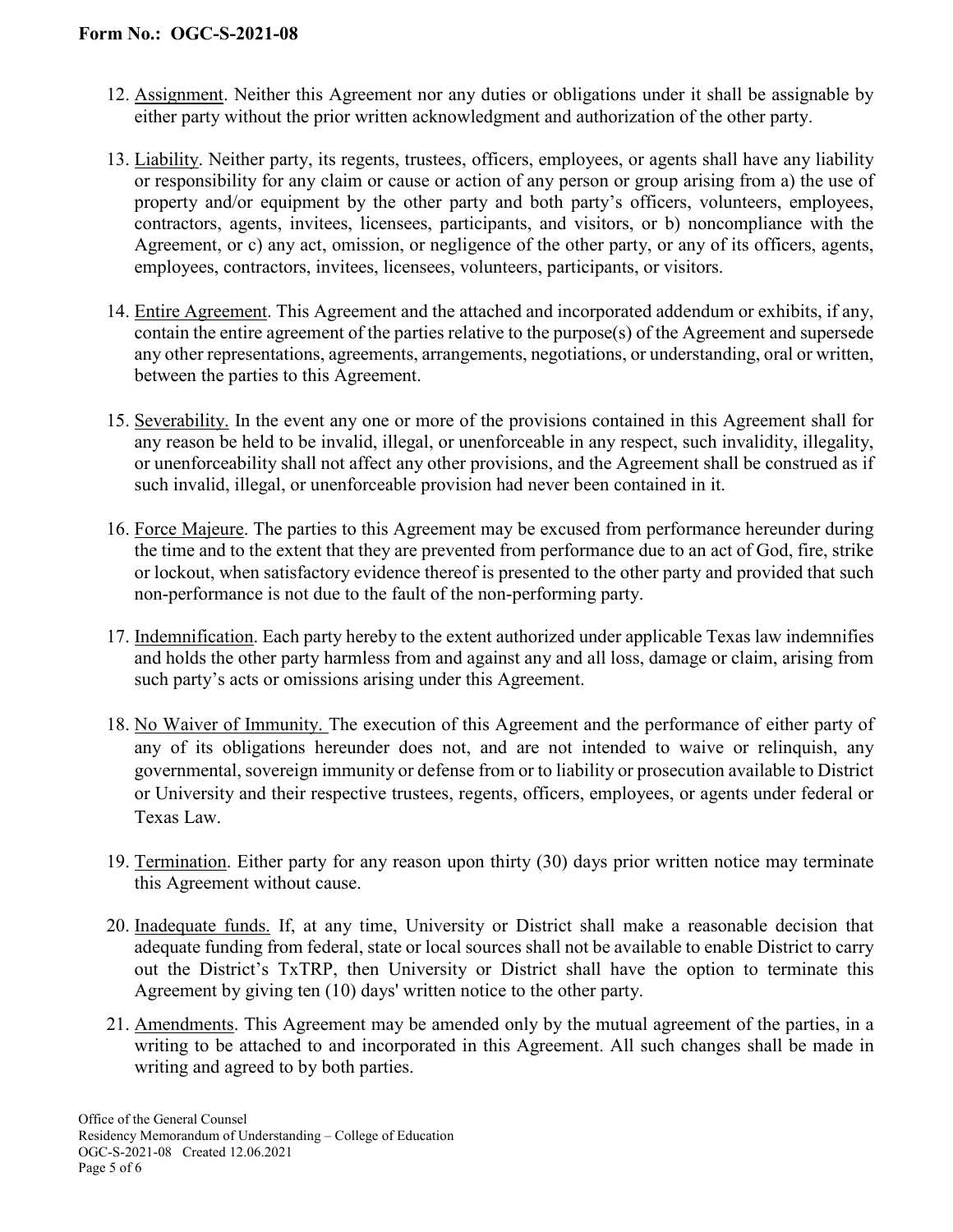12. Assignment. Neither this Agreement nor any duties or obligations under it shall be assignable by either party without the prior written acknowledgment and authorization of the other party.

13. Liability. Neither party, its regents, trustees, officers, employees, or agents shall have any liability or responsibility for any claim or cause or action of any person or group arising from a) the use of property and/or equipment by the other party and both party's officers, volunteers, employees, contractors, agents, invitees, licensees, participants, and visitors, or b) noncompliance with the Agreement, or c) any act, omission, or negligence of the other party, or any of its officers, agents, employees, contractors, invitees, licensees, volunteers, participants, or visitors.

14. Entire Agreement. This Agreement and the attached and incorporated addendum or exhibits, if any, contain the entire agreement of the parties relative to the purpose(s) of the Agreement and supersede any other representations, agreements, arrangements, negotiations, or understanding, oral or written, between the parties to this Agreement.

15. Severability. In the event any one or more of the provisions contained in this Agreement shall for any reason be held to be invalid, illegal, or unenforceable in any respect, such invalidity, illegality, or unenforceability shall not affect any other provisions, and the Agreement shall be construed as if such invalid, illegal, or unenforceable provision had never been contained in it.

16. Force Majeure. The parties to this Agreement may be excused from performance hereunder during the time and to the extent that they are prevented from performance due to an act of God, fire, strike or lockout, when satisfactory evidence thereof is presented to the other party and provided that such non-performance is not due to the fault of the non-performing party.

17. Indemnification. Each party hereby to the extent authorized under applicable Texas law indemnifies and holds the other party harmless from and against any and all loss, damage or claim, arising from such party's acts or omissions arising under this Agreement.

18. No Waiver of Immunity. The execution of this Agreement and the performance of either party of any of its obligations hereunder does not, and are not intended to waive or relinquish, any governmental, sovereign immunity or defense from or to liability or prosecution available to District or University and their respective trustees, regents, officers, employees, or agents under federal or Texas Law.

19. Termination. Either party for any reason upon thirty (30) days prior written notice may terminate this Agreement without cause.

20. Inadequate funds. If, at any time, University or District shall make a reasonable decision that adequate funding from federal, state or local sources shall not be available to enable District to carry out the District's TxTRP, then University or District shall have the option to terminate this Agreement by giving ten (10) days' written notice to the other party.

21. Amendments. This Agreement may be amended only by the mutual agreement of the parties, in a writing to be attached to and incorporated in this Agreement. All such changes shall be made in writing and agreed to by both parties.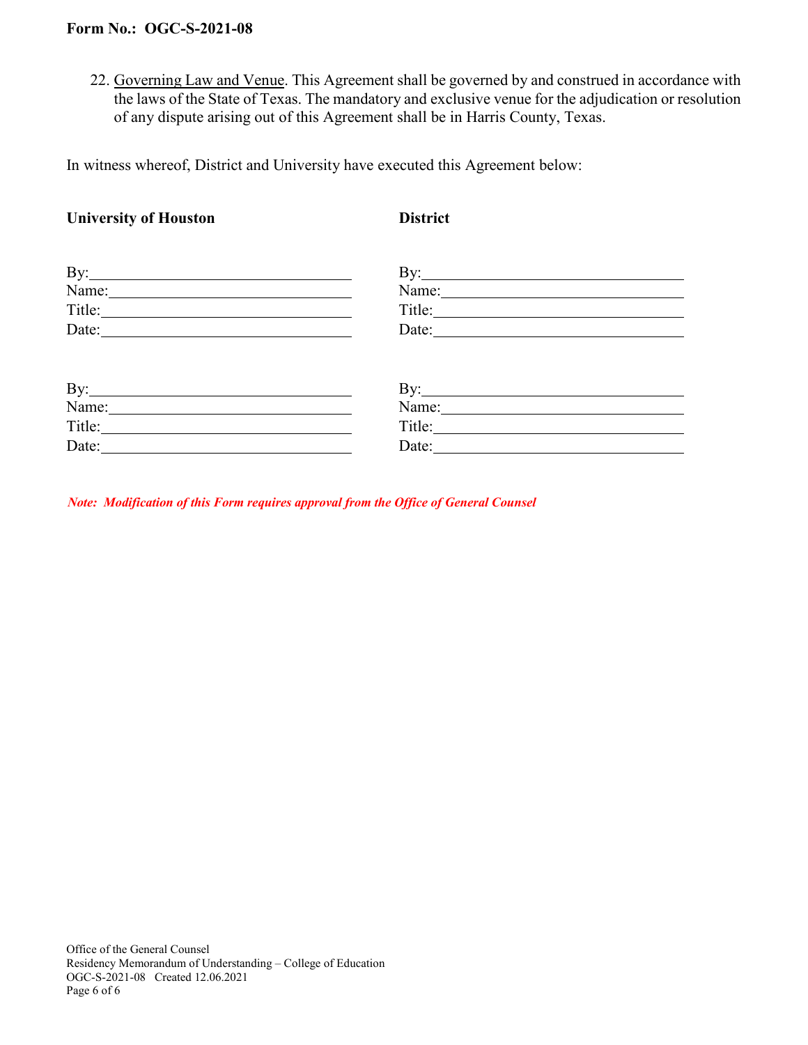22. Governing Law and Venue. This Agreement shall be governed by and construed in accordance with the laws of the State of Texas. The mandatory and exclusive venue for the adjudication or resolution of any dispute arising out of this Agreement shall be in Harris County, Texas.

In witness whereof, District and University have executed this Agreement below:

| **University of Houston** | **District** |
|---|---|
| By:______________________ | By:______________________ |
| Name:____________________ | Name:____________________ |
| Title:_____________________ | Title:_____________________ |
| Date:_____________________ | Date:_____________________ |
| | |
| By:______________________ | By:______________________ |
| Name:____________________ | Name:____________________ |
| Title:_____________________ | Title:_____________________ |
| Date:_____________________ | Date:_____________________ |

***Note: Modification of this Form requires approval from the Office of General Counsel***